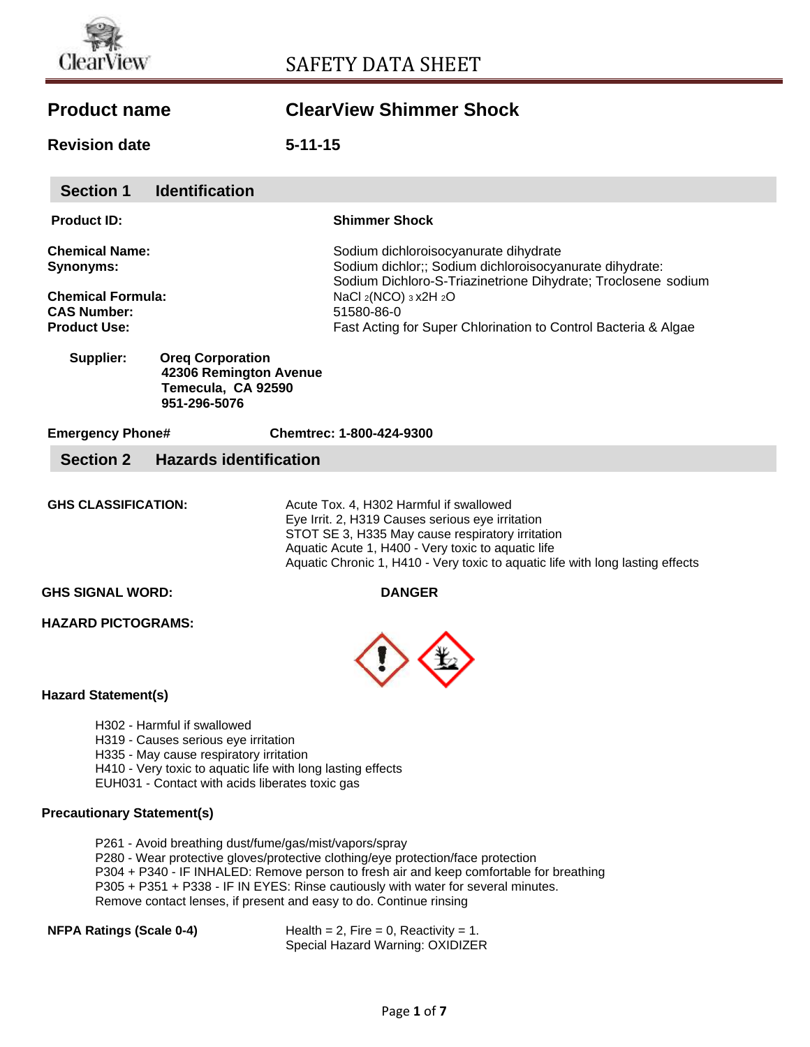ClearView

# SAFETY DATA SHEET

**Product name** **ClearView Shimmer Shock**

**Revision date** **5-11-15**

## Section 1 Identification

**Product ID:** **Shimmer Shock**

**Chemical Name:** Sodium dichloroisocyanurate dihydrate
**Synonyms:** Sodium dichlor;; Sodium dichloroisocyanurate dihydrate: Sodium Dichloro-S-Triazinetrione Dihydrate; Troclosene sodium
**Chemical Formula:** $NaCl_2(NCO)_3 x2H_2O$
**CAS Number:** 51580-86-0
**Product Use:** Fast Acting for Super Chlorination to Control Bacteria & Algae

**Supplier:** **Oreq Corporation**
**42306 Remington Avenue**
**Temecula, CA 92590**
**951-296-5076**

**Emergency Phone#** **Chemtrec: 1-800-424-9300**

## Section 2 Hazards identification

**GHS CLASSIFICATION:**
Acute Tox. 4, H302 Harmful if swallowed
Eye Irrit. 2, H319 Causes serious eye irritation
STOT SE 3, H335 May cause respiratory irritation
Aquatic Acute 1, H400 - Very toxic to aquatic life
Aquatic Chronic 1, H410 - Very toxic to aquatic life with long lasting effects

**GHS SIGNAL WORD:** **DANGER**

**HAZARD PICTOGRAMS:**

**Hazard Statement(s)**

H302 - Harmful if swallowed
H319 - Causes serious eye irritation
H335 - May cause respiratory irritation
H410 - Very toxic to aquatic life with long lasting effects
EUH031 - Contact with acids liberates toxic gas

**Precautionary Statement(s)**

P261 - Avoid breathing dust/fume/gas/mist/vapors/spray
P280 - Wear protective gloves/protective clothing/eye protection/face protection
P304 + P340 - IF INHALED: Remove person to fresh air and keep comfortable for breathing
P305 + P351 + P338 - IF IN EYES: Rinse cautiously with water for several minutes. Remove contact lenses, if present and easy to do. Continue rinsing

**NFPA Ratings (Scale 0-4)** Health = 2, Fire = 0, Reactivity = 1.
Special Hazard Warning: OXIDIZER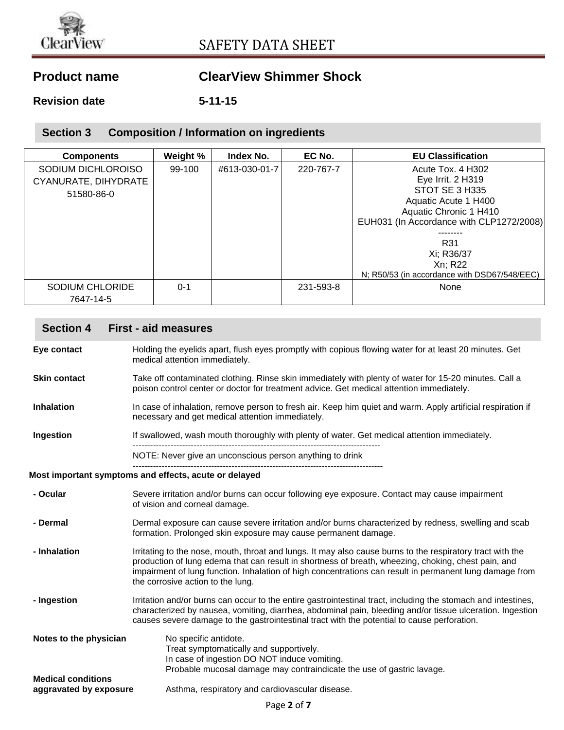# SAFETY DATA SHEET

**Product name** **ClearView Shimmer Shock**

**Revision date** **5-11-15**

## Section 3 Composition / Information on ingredients

| Components | Weight % | Index No. | EC No. | EU Classification |
|---|---|---|---|---|
| SODIUM DICHLOROISO CYANURATE, DIHYDRATE 51580-86-0 | 99-100 | #613-030-01-7 | 220-767-7 | Acute Tox. 4 H302<br>Eye Irrit. 2 H319<br>STOT SE 3 H335<br>Aquatic Acute 1 H400<br>Aquatic Chronic 1 H410<br>EUH031 (In Accordance with CLP1272/2008)<br>--------<br>R31<br>Xi; R36/37<br>Xn; R22<br>N; R50/53 (in accordance with DSD67/548/EEC) |
| SODIUM CHLORIDE 7647-14-5 | 0-1 | | 231-593-8 | None |

## Section 4 First - aid measures

**Eye contact** Holding the eyelids apart, flush eyes promptly with copious flowing water for at least 20 minutes. Get medical attention immediately.

**Skin contact** Take off contaminated clothing. Rinse skin immediately with plenty of water for 15-20 minutes. Call a poison control center or doctor for treatment advice. Get medical attention immediately.

**Inhalation** In case of inhalation, remove person to fresh air. Keep him quiet and warm. Apply artificial respiration if necessary and get medical attention immediately.

**Ingestion** If swallowed, wash mouth thoroughly with plenty of water. Get medical attention immediately.

--------------------------------------------------------------------------------

NOTE: Never give an unconscious person anything to drink

--------------------------------------------------------------------------------

**Most important symptoms and effects, acute or delayed**

**- Ocular** Severe irritation and/or burns can occur following eye exposure. Contact may cause impairment of vision and corneal damage.

**- Dermal** Dermal exposure can cause severe irritation and/or burns characterized by redness, swelling and scab formation. Prolonged skin exposure may cause permanent damage.

**- Inhalation** Irritating to the nose, mouth, throat and lungs. It may also cause burns to the respiratory tract with the production of lung edema that can result in shortness of breath, wheezing, choking, chest pain, and impairment of lung function. Inhalation of high concentrations can result in permanent lung damage from the corrosive action to the lung.

**- Ingestion** Irritation and/or burns can occur to the entire gastrointestinal tract, including the stomach and intestines, characterized by nausea, vomiting, diarrhea, abdominal pain, bleeding and/or tissue ulceration. Ingestion causes severe damage to the gastrointestinal tract with the potential to cause perforation.

**Notes to the physician**
No specific antidote.
Treat symptomatically and supportively.
In case of ingestion DO NOT induce vomiting.
Probable mucosal damage may contraindicate the use of gastric lavage.

**Medical conditions aggravated by exposure** Asthma, respiratory and cardiovascular disease.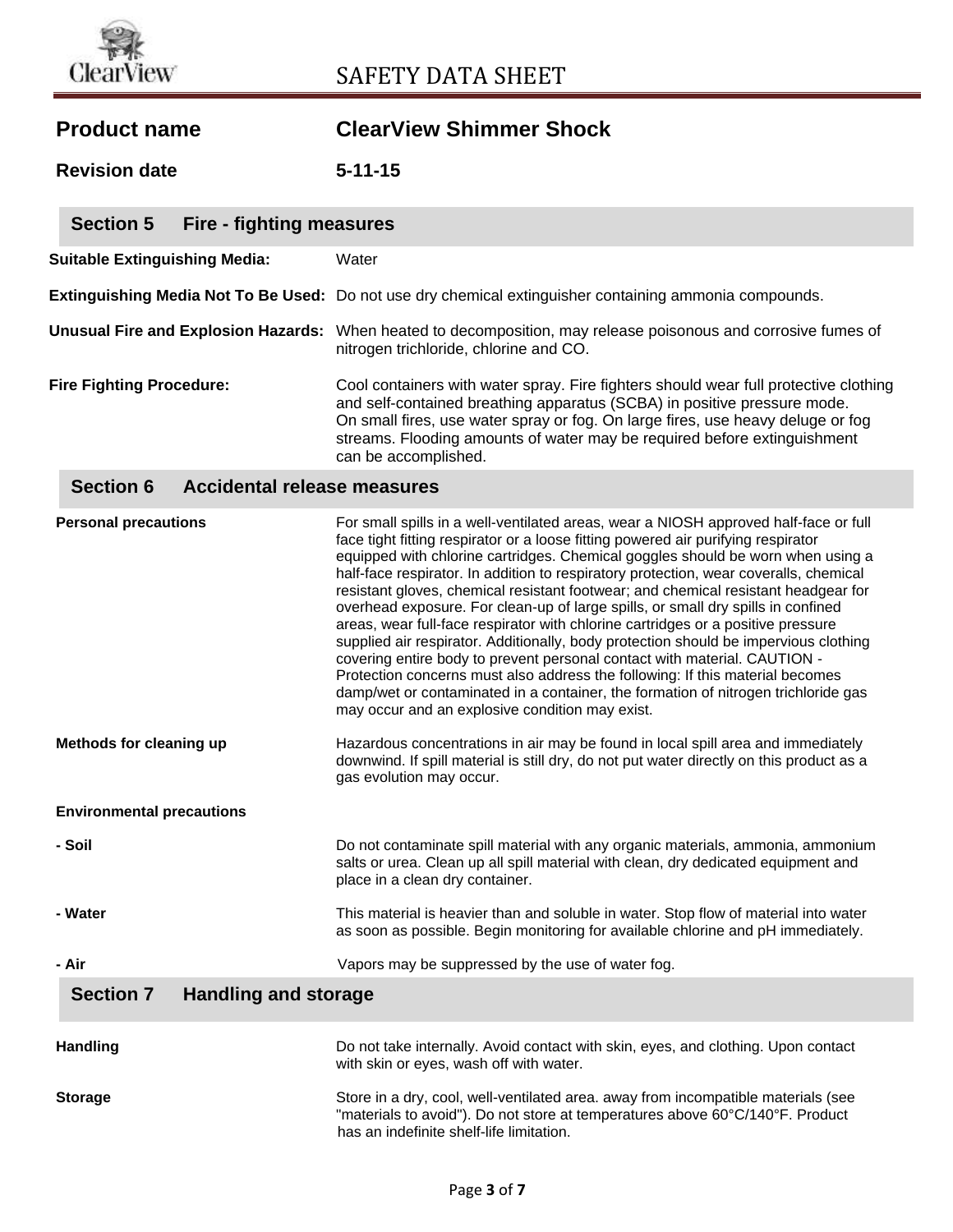# SAFETY DATA SHEET

| | |
|---|---|
| **Product name** | **ClearView Shimmer Shock** |
| **Revision date** | **5-11-15** |

## Section 5 Fire - fighting measures

| | |
|---|---|
| **Suitable Extinguishing Media:** | Water |
| **Extinguishing Media Not To Be Used:** | Do not use dry chemical extinguisher containing ammonia compounds. |
| **Unusual Fire and Explosion Hazards:** | When heated to decomposition, may release poisonous and corrosive fumes of nitrogen trichloride, chlorine and CO. |
| **Fire Fighting Procedure:** | Cool containers with water spray. Fire fighters should wear full protective clothing and self-contained breathing apparatus (SCBA) in positive pressure mode. On small fires, use water spray or fog. On large fires, use heavy deluge or fog streams. Flooding amounts of water may be required before extinguishment can be accomplished. |

## Section 6 Accidental release measures

| | |
|---|---|
| **Personal precautions** | For small spills in a well-ventilated areas, wear a NIOSH approved half-face or full face tight fitting respirator or a loose fitting powered air purifying respirator equipped with chlorine cartridges. Chemical goggles should be worn when using a half-face respirator. In addition to respiratory protection, wear coveralls, chemical resistant gloves, chemical resistant footwear; and chemical resistant headgear for overhead exposure. For clean-up of large spills, or small dry spills in confined areas, wear full-face respirator with chlorine cartridges or a positive pressure supplied air respirator. Additionally, body protection should be impervious clothing covering entire body to prevent personal contact with material. CAUTION - Protection concerns must also address the following: If this material becomes damp/wet or contaminated in a container, the formation of nitrogen trichloride gas may occur and an explosive condition may exist. |
| **Methods for cleaning up** | Hazardous concentrations in air may be found in local spill area and immediately downwind. If spill material is still dry, do not put water directly on this product as a gas evolution may occur. |
| **Environmental precautions** | |
| **- Soil** | Do not contaminate spill material with any organic materials, ammonia, ammonium salts or urea. Clean up all spill material with clean, dry dedicated equipment and place in a clean dry container. |
| **- Water** | This material is heavier than and soluble in water. Stop flow of material into water as soon as possible. Begin monitoring for available chlorine and pH immediately. |
| **- Air** | Vapors may be suppressed by the use of water fog. |

## Section 7 Handling and storage

| | |
|---|---|
| **Handling** | Do not take internally. Avoid contact with skin, eyes, and clothing. Upon contact with skin or eyes, wash off with water. |
| **Storage** | Store in a dry, cool, well-ventilated area. away from incompatible materials (see "materials to avoid"). Do not store at temperatures above 60°C/140°F. Product has an indefinite shelf-life limitation. |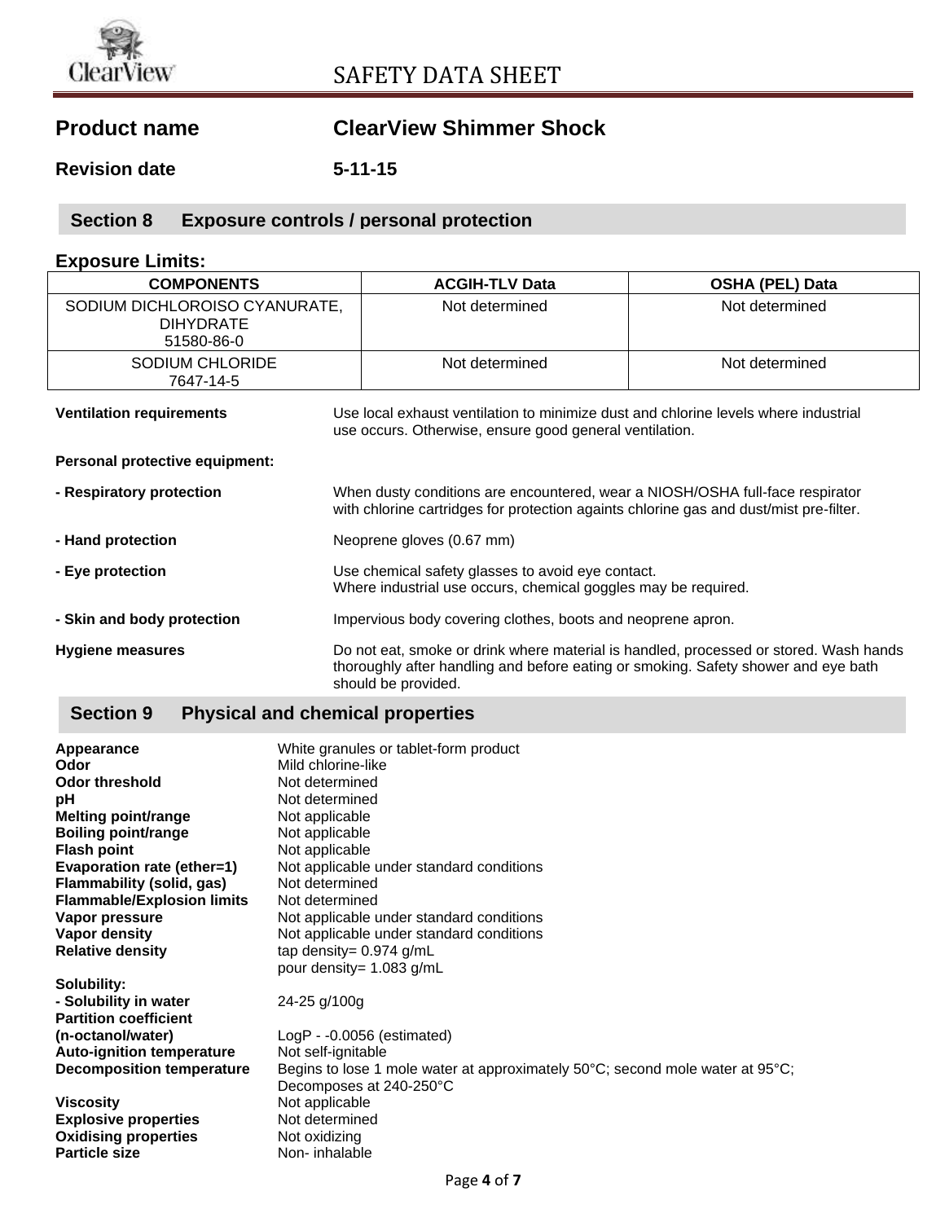# SAFETY DATA SHEET

**Product name** ClearView Shimmer Shock

**Revision date** 5-11-15

## Section 8 Exposure controls / personal protection

### Exposure Limits:

| COMPONENTS | ACGIH-TLV Data | OSHA (PEL) Data |
| --- | --- | --- |
| SODIUM DICHLOROISO CYANURATE, DIHYDRATE 51580-86-0 | Not determined | Not determined |
| SODIUM CHLORIDE 7647-14-5 | Not determined | Not determined |

**Ventilation requirements** Use local exhaust ventilation to minimize dust and chlorine levels where industrial use occurs. Otherwise, ensure good general ventilation.

**Personal protective equipment:**

**- Respiratory protection** When dusty conditions are encountered, wear a NIOSH/OSHA full-face respirator with chlorine cartridges for protection againts chlorine gas and dust/mist pre-filter.

**- Hand protection** Neoprene gloves (0.67 mm)

**- Eye protection** Use chemical safety glasses to avoid eye contact.
Where industrial use occurs, chemical goggles may be required.

**- Skin and body protection** Impervious body covering clothes, boots and neoprene apron.

**Hygiene measures** Do not eat, smoke or drink where material is handled, processed or stored. Wash hands thoroughly after handling and before eating or smoking. Safety shower and eye bath should be provided.

## Section 9 Physical and chemical properties

**Appearance** White granules or tablet-form product
**Odor** Mild chlorine-like
**Odor threshold** Not determined
**pH** Not determined
**Melting point/range** Not applicable
**Boiling point/range** Not applicable
**Flash point** Not applicable
**Evaporation rate (ether=1)** Not applicable under standard conditions
**Flammability (solid, gas)** Not determined
**Flammable/Explosion limits** Not determined
**Vapor pressure** Not applicable under standard conditions
**Vapor density** Not applicable under standard conditions
**Relative density** tap density= 0.974 g/mL
pour density= 1.083 g/mL
**Solubility:**
**- Solubility in water** 24-25 g/100g
**Partition coefficient (n-octanol/water)** LogP - -0.0056 (estimated)
**Auto-ignition temperature** Not self-ignitable
**Decomposition temperature** Begins to lose 1 mole water at approximately 50°C; second mole water at 95°C; Decomposes at 240-250°C
**Viscosity** Not applicable
**Explosive properties** Not determined
**Oxidising properties** Not oxidizing
**Particle size** Non- inhalable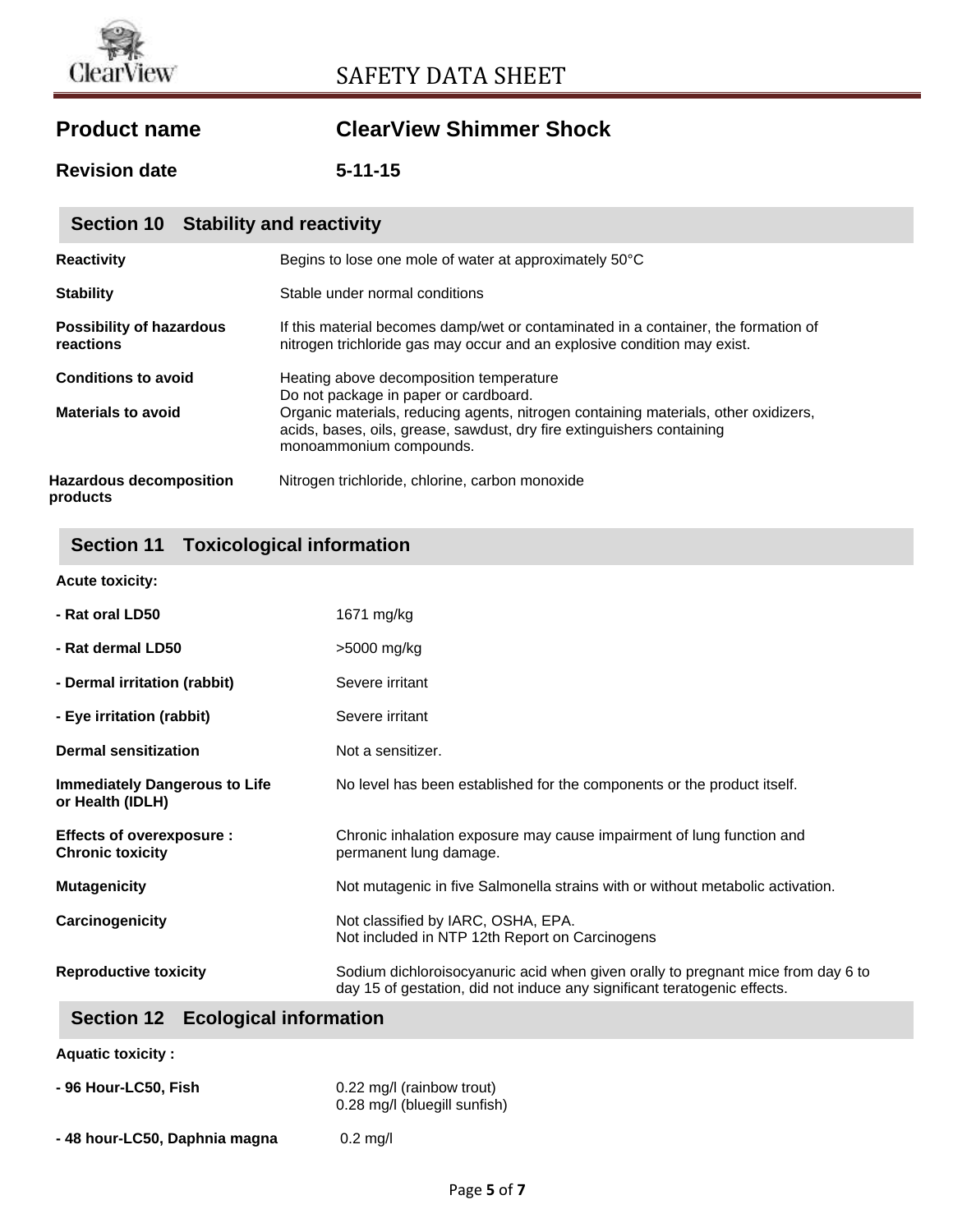# SAFETY DATA SHEET

| | |
|---|---|
| **Product name** | **ClearView Shimmer Shock** |
| **Revision date** | **5-11-15** |

## Section 10 Stability and reactivity

| | |
|---|---|
| **Reactivity** | Begins to lose one mole of water at approximately 50°C |
| **Stability** | Stable under normal conditions |
| **Possibility of hazardous reactions** | If this material becomes damp/wet or contaminated in a container, the formation of nitrogen trichloride gas may occur and an explosive condition may exist. |
| **Conditions to avoid** | Heating above decomposition temperature<br>Do not package in paper or cardboard. |
| **Materials to avoid** | Organic materials, reducing agents, nitrogen containing materials, other oxidizers, acids, bases, oils, grease, sawdust, dry fire extinguishers containing monoammonium compounds. |
| **Hazardous decomposition products** | Nitrogen trichloride, chlorine, carbon monoxide |

## Section 11 Toxicological information

**Acute toxicity:**

| | |
|---|---|
| **- Rat oral LD50** | 1671 mg/kg |
| **- Rat dermal LD50** | >5000 mg/kg |
| **- Dermal irritation (rabbit)** | Severe irritant |
| **- Eye irritation (rabbit)** | Severe irritant |
| **Dermal sensitization** | Not a sensitizer. |
| **Immediately Dangerous to Life or Health (IDLH)** | No level has been established for the components or the product itself. |
| **Effects of overexposure : Chronic toxicity** | Chronic inhalation exposure may cause impairment of lung function and permanent lung damage. |
| **Mutagenicity** | Not mutagenic in five Salmonella strains with or without metabolic activation. |
| **Carcinogenicity** | Not classified by IARC, OSHA, EPA.<br>Not included in NTP 12th Report on Carcinogens |
| **Reproductive toxicity** | Sodium dichloroisocyanuric acid when given orally to pregnant mice from day 6 to day 15 of gestation, did not induce any significant teratogenic effects. |

## Section 12 Ecological information

**Aquatic toxicity :**

| | |
|---|---|
| **- 96 Hour-LC50, Fish** | 0.22 mg/l (rainbow trout)<br>0.28 mg/l (bluegill sunfish) |
| **- 48 hour-LC50, Daphnia magna** | 0.2 mg/l |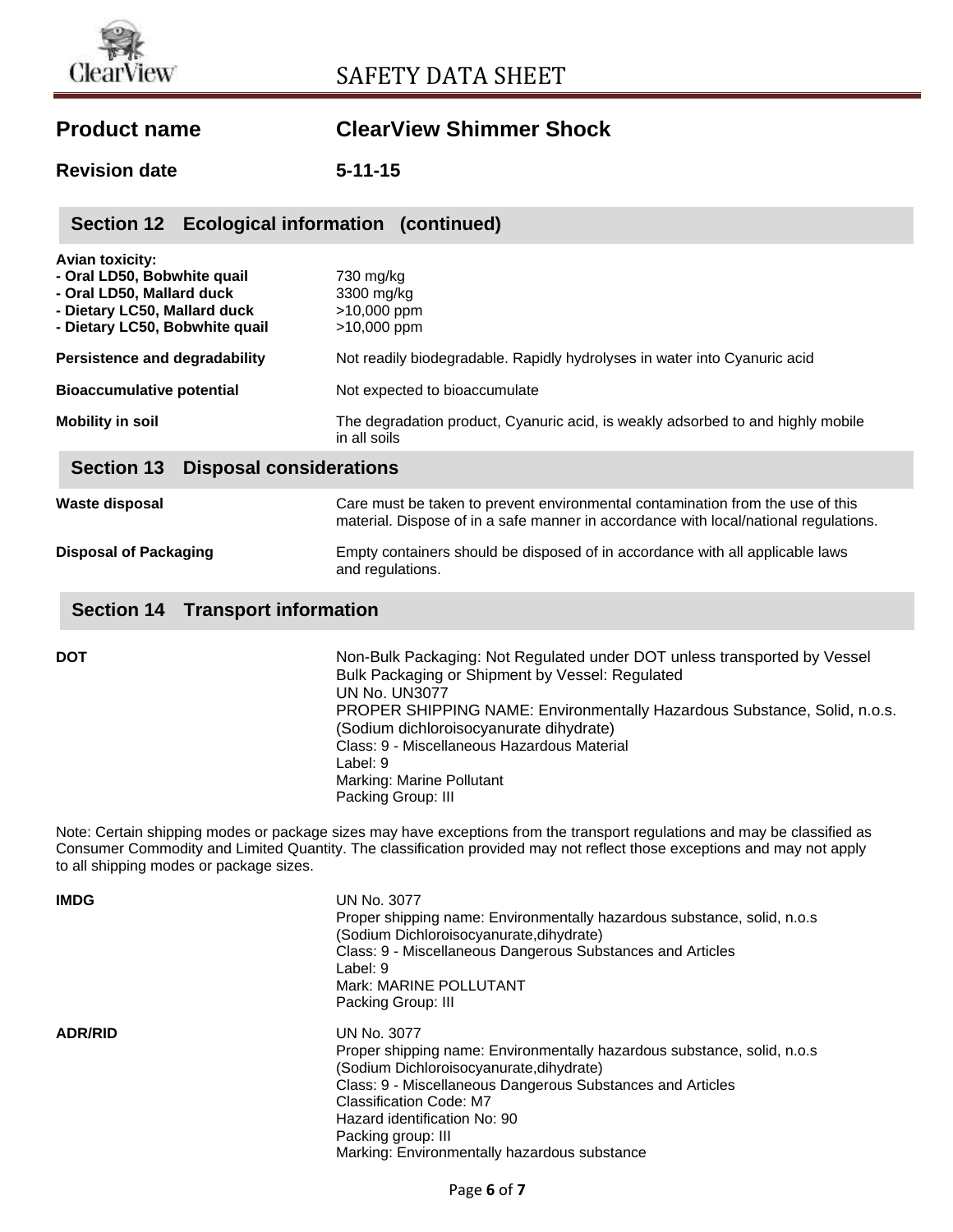SAFETY DATA SHEET

| | |
|---|---|
| **Product name** | **ClearView Shimmer Shock** |
| **Revision date** | **5-11-15** |

## Section 12 Ecological information (continued)

| | |
|---|---|
| **Avian toxicity:** | |
| **- Oral LD50, Bobwhite quail** | 730 mg/kg |
| **- Oral LD50, Mallard duck** | 3300 mg/kg |
| **- Dietary LC50, Mallard duck** | >10,000 ppm |
| **- Dietary LC50, Bobwhite quail** | >10,000 ppm |
| **Persistence and degradability** | Not readily biodegradable. Rapidly hydrolyses in water into Cyanuric acid |
| **Bioaccumulative potential** | Not expected to bioaccumulate |
| **Mobility in soil** | The degradation product, Cyanuric acid, is weakly adsorbed to and highly mobile in all soils |

## Section 13 Disposal considerations

| | |
|---|---|
| **Waste disposal** | Care must be taken to prevent environmental contamination from the use of this material. Dispose of in a safe manner in accordance with local/national regulations. |
| **Disposal of Packaging** | Empty containers should be disposed of in accordance with all applicable laws and regulations. |

## Section 14 Transport information

**DOT**

Non-Bulk Packaging: Not Regulated under DOT unless transported by Vessel
Bulk Packaging or Shipment by Vessel: Regulated
UN No. UN3077
PROPER SHIPPING NAME: Environmentally Hazardous Substance, Solid, n.o.s. (Sodium dichloroisocyanurate dihydrate)
Class: 9 - Miscellaneous Hazardous Material
Label: 9
Marking: Marine Pollutant
Packing Group: III

Note: Certain shipping modes or package sizes may have exceptions from the transport regulations and may be classified as Consumer Commodity and Limited Quantity. The classification provided may not reflect those exceptions and may not apply to all shipping modes or package sizes.

**IMDG**

UN No. 3077
Proper shipping name: Environmentally hazardous substance, solid, n.o.s (Sodium Dichloroisocyanurate,dihydrate)
Class: 9 - Miscellaneous Dangerous Substances and Articles
Label: 9
Mark: MARINE POLLUTANT
Packing Group: III

**ADR/RID**

UN No. 3077
Proper shipping name: Environmentally hazardous substance, solid, n.o.s (Sodium Dichloroisocyanurate,dihydrate)
Class: 9 - Miscellaneous Dangerous Substances and Articles
Classification Code: M7
Hazard identification No: 90
Packing group: III
Marking: Environmentally hazardous substance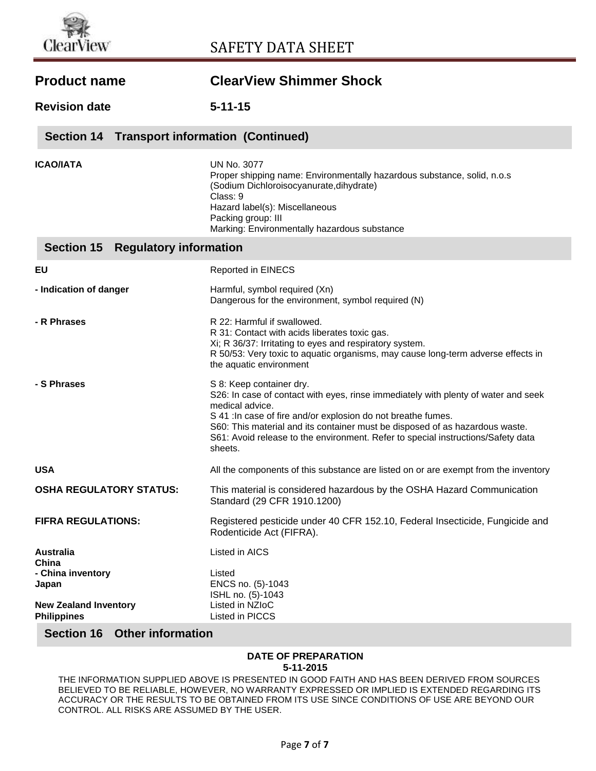# SAFETY DATA SHEET

**Product name** **ClearView Shimmer Shock**

**Revision date** **5-11-15**

## Section 14 Transport information (Continued)

| | |
|---|---|
| **ICAO/IATA** | UN No. 3077<br>Proper shipping name: Environmentally hazardous substance, solid, n.o.s (Sodium Dichloroisocyanurate,dihydrate)<br>Class: 9<br>Hazard label(s): Miscellaneous<br>Packing group: III<br>Marking: Environmentally hazardous substance |

## Section 15 Regulatory information

| | |
|---|---|
| **EU** | Reported in EINECS |
| **- Indication of danger** | Harmful, symbol required (Xn)<br>Dangerous for the environment, symbol required (N) |
| **- R Phrases** | R 22: Harmful if swallowed.<br>R 31: Contact with acids liberates toxic gas.<br>Xi; R 36/37: Irritating to eyes and respiratory system.<br>R 50/53: Very toxic to aquatic organisms, may cause long-term adverse effects in the aquatic environment |
| **- S Phrases** | S 8: Keep container dry.<br>S26: In case of contact with eyes, rinse immediately with plenty of water and seek medical advice.<br>S 41 :In case of fire and/or explosion do not breathe fumes.<br>S60: This material and its container must be disposed of as hazardous waste.<br>S61: Avoid release to the environment. Refer to special instructions/Safety data sheets. |
| **USA** | All the components of this substance are listed on or are exempt from the inventory |
| **OSHA REGULATORY STATUS:** | This material is considered hazardous by the OSHA Hazard Communication Standard (29 CFR 1910.1200) |
| **FIFRA REGULATIONS:** | Registered pesticide under 40 CFR 152.10, Federal Insecticide, Fungicide and Rodenticide Act (FIFRA). |
| **Australia** | Listed in AICS |
| **China** | |
| **- China inventory** | Listed |
| **Japan** | ENCS no. (5)-1043<br>ISHL no. (5)-1043 |
| **New Zealand Inventory** | Listed in NZIoC |
| **Philippines** | Listed in PICCS |

## Section 16 Other information

**DATE OF PREPARATION**
**5-11-2015**

THE INFORMATION SUPPLIED ABOVE IS PRESENTED IN GOOD FAITH AND HAS BEEN DERIVED FROM SOURCES BELIEVED TO BE RELIABLE, HOWEVER, NO WARRANTY EXPRESSED OR IMPLIED IS EXTENDED REGARDING ITS ACCURACY OR THE RESULTS TO BE OBTAINED FROM ITS USE SINCE CONDITIONS OF USE ARE BEYOND OUR CONTROL. ALL RISKS ARE ASSUMED BY THE USER.